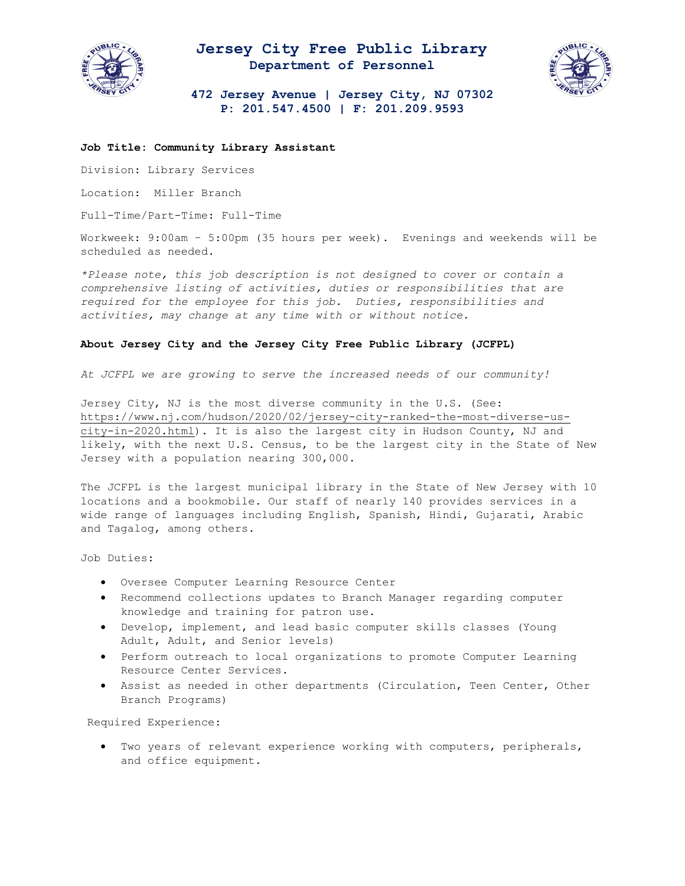# Jersey City Free Public Library

## Department of Personnel

**472 Jersey Avenue | Jersey City, NJ 07302**
**P: 201.547.4500 | F: 201.209.9593**

**Job Title: Community Library Assistant**

Division: Library Services

Location: Miller Branch

Full-Time/Part-Time: Full-Time

Workweek: 9:00am – 5:00pm (35 hours per week). Evenings and weekends will be scheduled as needed.

*\*Please note, this job description is not designed to cover or contain a comprehensive listing of activities, duties or responsibilities that are required for the employee for this job. Duties, responsibilities and activities, may change at any time with or without notice.*

**About Jersey City and the Jersey City Free Public Library (JCFPL)**

*At JCFPL we are growing to serve the increased needs of our community!*

Jersey City, NJ is the most diverse community in the U.S. (See: https://www.nj.com/hudson/2020/02/jersey-city-ranked-the-most-diverse-us-city-in-2020.html). It is also the largest city in Hudson County, NJ and likely, with the next U.S. Census, to be the largest city in the State of New Jersey with a population nearing 300,000.

The JCFPL is the largest municipal library in the State of New Jersey with 10 locations and a bookmobile. Our staff of nearly 140 provides services in a wide range of languages including English, Spanish, Hindi, Gujarati, Arabic and Tagalog, among others.

Job Duties:

- Oversee Computer Learning Resource Center
- Recommend collections updates to Branch Manager regarding computer knowledge and training for patron use.
- Develop, implement, and lead basic computer skills classes (Young Adult, Adult, and Senior levels)
- Perform outreach to local organizations to promote Computer Learning Resource Center Services.
- Assist as needed in other departments (Circulation, Teen Center, Other Branch Programs)

Required Experience:

- Two years of relevant experience working with computers, peripherals, and office equipment.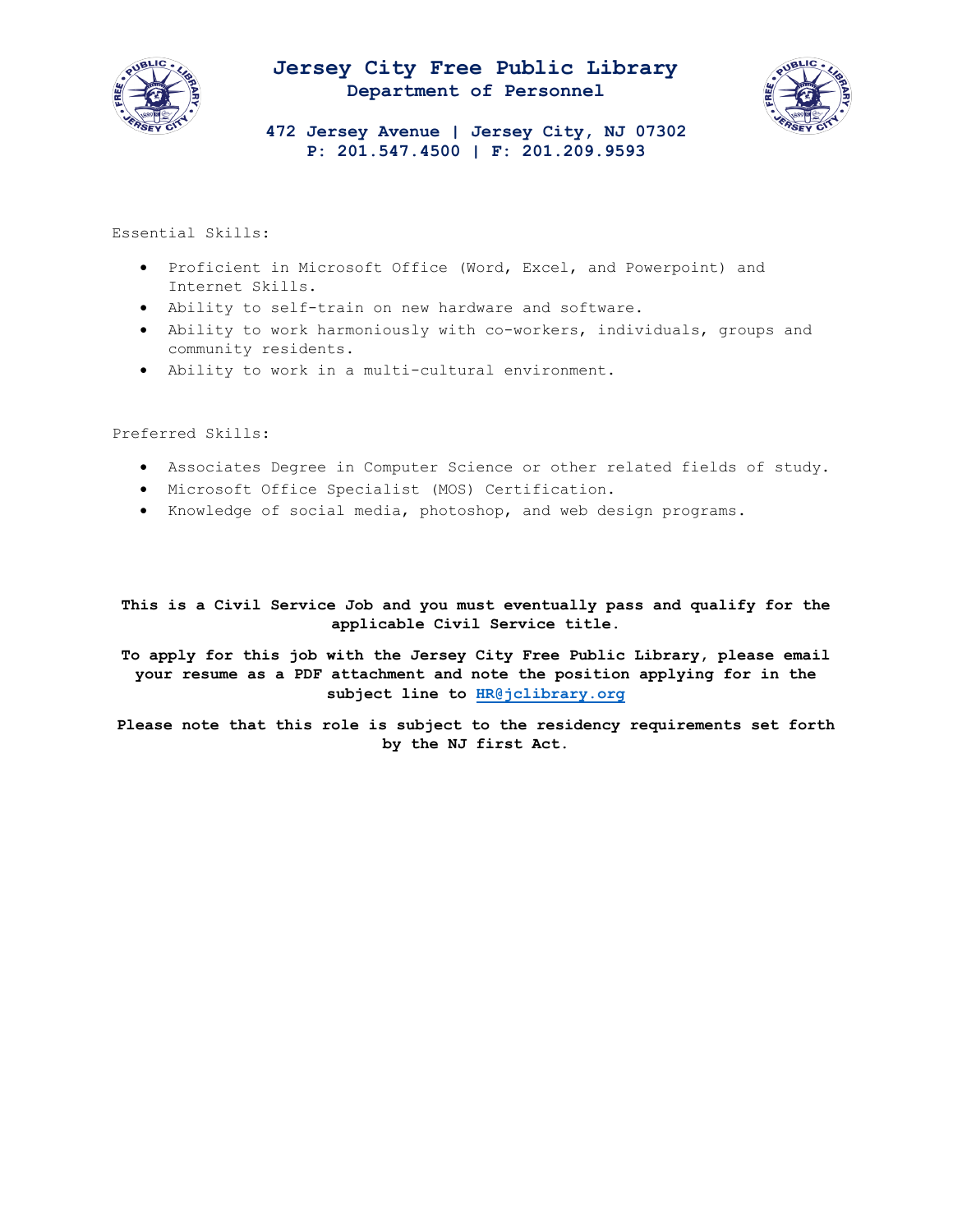Essential Skills:

- Proficient in Microsoft Office (Word, Excel, and Powerpoint) and Internet Skills.
- Ability to self-train on new hardware and software.
- Ability to work harmoniously with co-workers, individuals, groups and community residents.
- Ability to work in a multi-cultural environment.

Preferred Skills:

- Associates Degree in Computer Science or other related fields of study.
- Microsoft Office Specialist (MOS) Certification.
- Knowledge of social media, photoshop, and web design programs.

**This is a Civil Service Job and you must eventually pass and qualify for the applicable Civil Service title.**

**To apply for this job with the Jersey City Free Public Library, please email your resume as a PDF attachment and note the position applying for in the subject line to HR@jclibrary.org**

**Please note that this role is subject to the residency requirements set forth by the NJ first Act.**